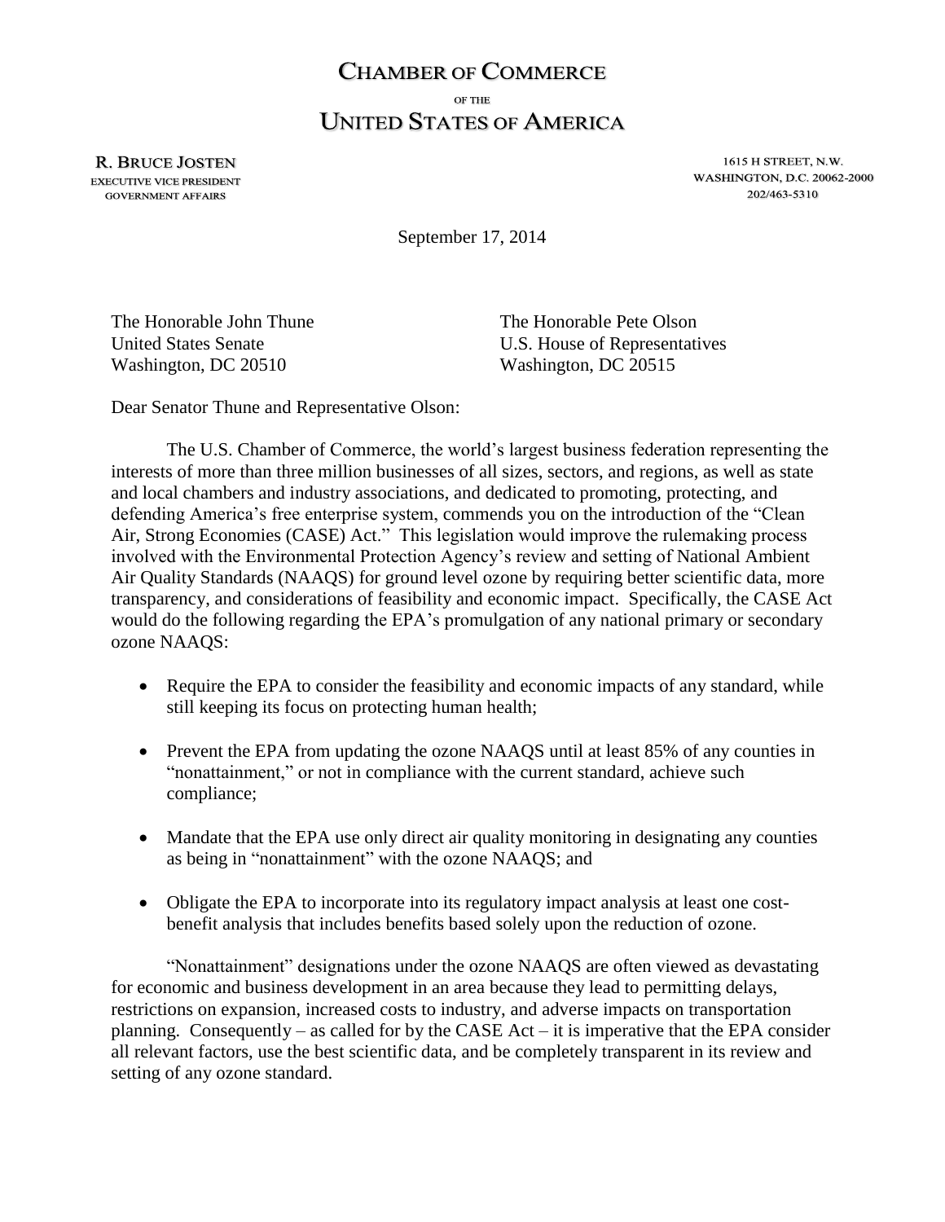# CHAMBER OF COMMERCE

OF THE

# UNITED STATES OF AMERICA

**R. BRUCE JOSTEN**
EXECUTIVE VICE PRESIDENT
GOVERNMENT AFFAIRS

1615 H STREET, N.W.
WASHINGTON, D.C. 20062-2000
202/463-5310

September 17, 2014

The Honorable John Thune
United States Senate
Washington, DC 20510

The Honorable Pete Olson
U.S. House of Representatives
Washington, DC 20515

Dear Senator Thune and Representative Olson:

The U.S. Chamber of Commerce, the world's largest business federation representing the interests of more than three million businesses of all sizes, sectors, and regions, as well as state and local chambers and industry associations, and dedicated to promoting, protecting, and defending America's free enterprise system, commends you on the introduction of the "Clean Air, Strong Economies (CASE) Act." This legislation would improve the rulemaking process involved with the Environmental Protection Agency's review and setting of National Ambient Air Quality Standards (NAAQS) for ground level ozone by requiring better scientific data, more transparency, and considerations of feasibility and economic impact. Specifically, the CASE Act would do the following regarding the EPA's promulgation of any national primary or secondary ozone NAAQS:

- Require the EPA to consider the feasibility and economic impacts of any standard, while still keeping its focus on protecting human health;
- Prevent the EPA from updating the ozone NAAQS until at least 85% of any counties in "nonattainment," or not in compliance with the current standard, achieve such compliance;
- Mandate that the EPA use only direct air quality monitoring in designating any counties as being in "nonattainment" with the ozone NAAQS; and
- Obligate the EPA to incorporate into its regulatory impact analysis at least one cost-benefit analysis that includes benefits based solely upon the reduction of ozone.

"Nonattainment" designations under the ozone NAAQS are often viewed as devastating for economic and business development in an area because they lead to permitting delays, restrictions on expansion, increased costs to industry, and adverse impacts on transportation planning. Consequently – as called for by the CASE Act – it is imperative that the EPA consider all relevant factors, use the best scientific data, and be completely transparent in its review and setting of any ozone standard.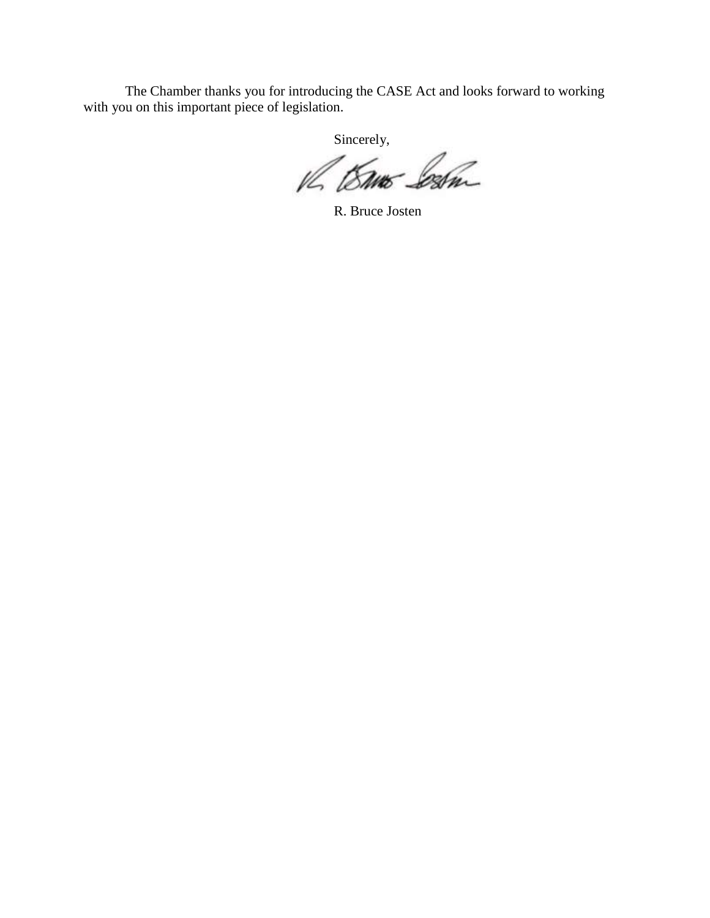The Chamber thanks you for introducing the CASE Act and looks forward to working with you on this important piece of legislation.

Sincerely,

R. Bruce Josten